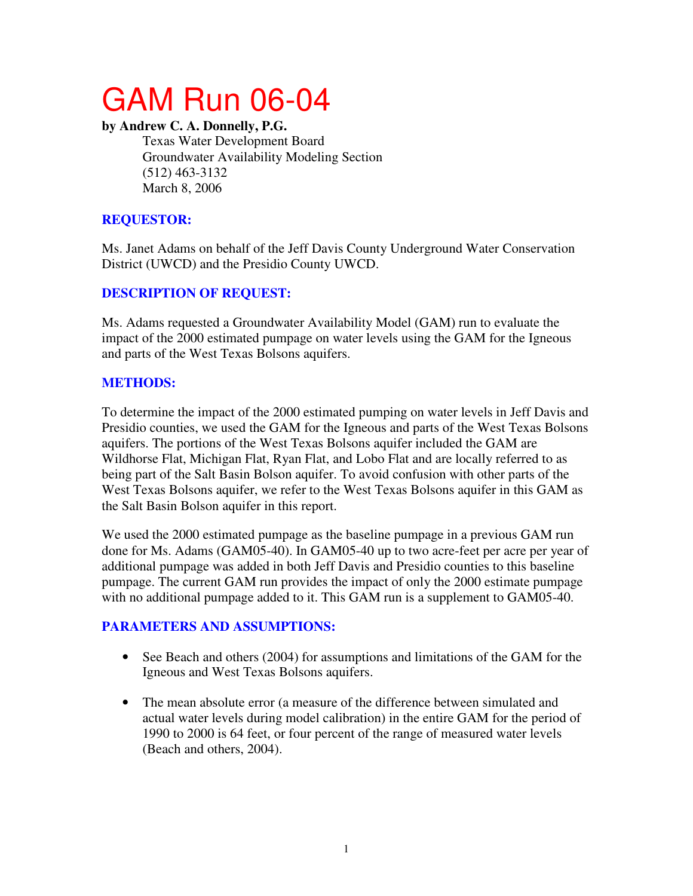# GAM Run 06-04

**by Andrew C. A. Donnelly, P.G.**

Texas Water Development Board
Groundwater Availability Modeling Section
(512) 463-3132
March 8, 2006

## REQUESTOR:

Ms. Janet Adams on behalf of the Jeff Davis County Underground Water Conservation District (UWCD) and the Presidio County UWCD.

## DESCRIPTION OF REQUEST:

Ms. Adams requested a Groundwater Availability Model (GAM) run to evaluate the impact of the 2000 estimated pumpage on water levels using the GAM for the Igneous and parts of the West Texas Bolsons aquifers.

## METHODS:

To determine the impact of the 2000 estimated pumping on water levels in Jeff Davis and Presidio counties, we used the GAM for the Igneous and parts of the West Texas Bolsons aquifers. The portions of the West Texas Bolsons aquifer included the GAM are Wildhorse Flat, Michigan Flat, Ryan Flat, and Lobo Flat and are locally referred to as being part of the Salt Basin Bolson aquifer. To avoid confusion with other parts of the West Texas Bolsons aquifer, we refer to the West Texas Bolsons aquifer in this GAM as the Salt Basin Bolson aquifer in this report.

We used the 2000 estimated pumpage as the baseline pumpage in a previous GAM run done for Ms. Adams (GAM05-40). In GAM05-40 up to two acre-feet per acre per year of additional pumpage was added in both Jeff Davis and Presidio counties to this baseline pumpage. The current GAM run provides the impact of only the 2000 estimate pumpage with no additional pumpage added to it. This GAM run is a supplement to GAM05-40.

## PARAMETERS AND ASSUMPTIONS:

- See Beach and others (2004) for assumptions and limitations of the GAM for the Igneous and West Texas Bolsons aquifers.
- The mean absolute error (a measure of the difference between simulated and actual water levels during model calibration) in the entire GAM for the period of 1990 to 2000 is 64 feet, or four percent of the range of measured water levels (Beach and others, 2004).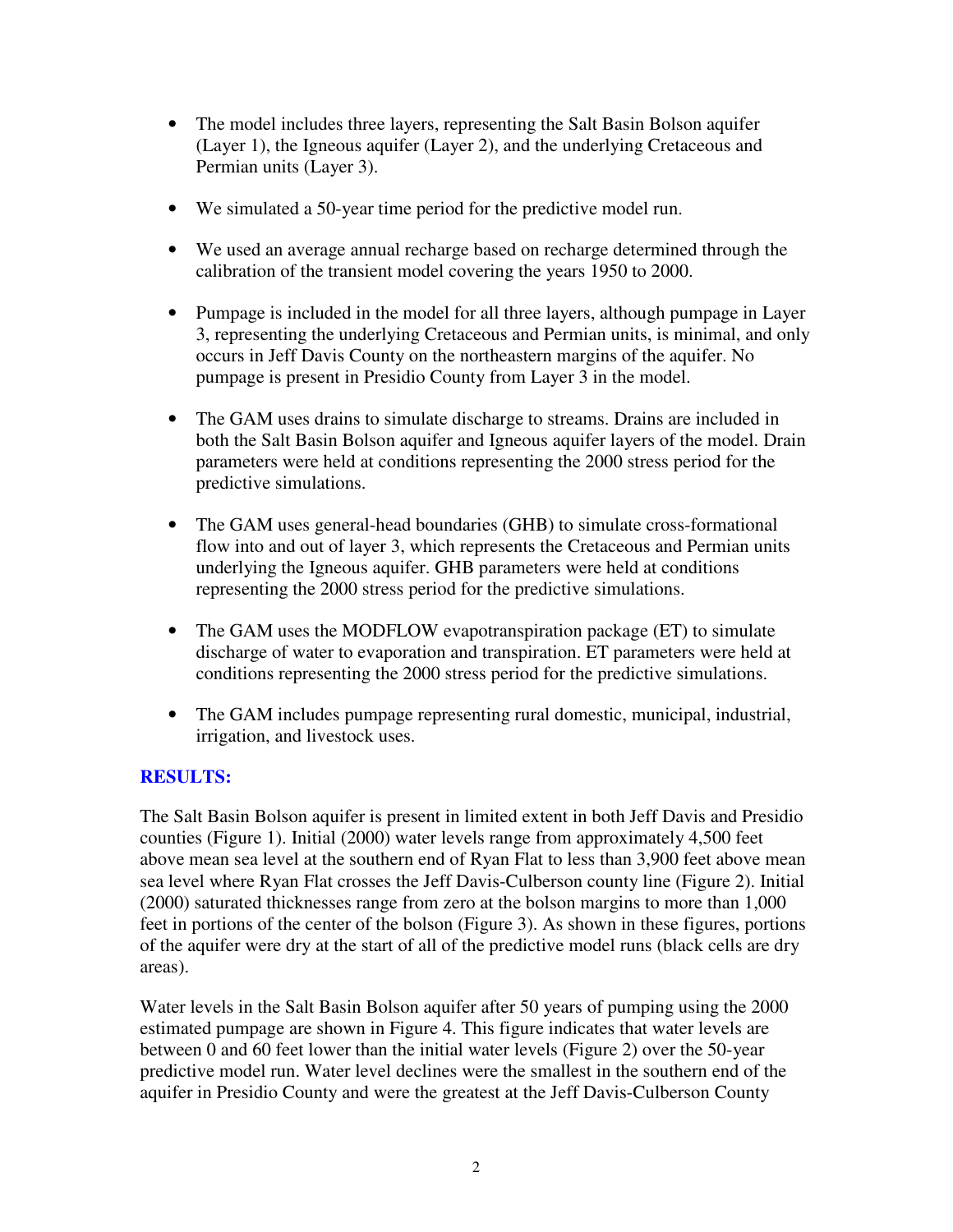- The model includes three layers, representing the Salt Basin Bolson aquifer (Layer 1), the Igneous aquifer (Layer 2), and the underlying Cretaceous and Permian units (Layer 3).

- We simulated a 50-year time period for the predictive model run.

- We used an average annual recharge based on recharge determined through the calibration of the transient model covering the years 1950 to 2000.

- Pumpage is included in the model for all three layers, although pumpage in Layer 3, representing the underlying Cretaceous and Permian units, is minimal, and only occurs in Jeff Davis County on the northeastern margins of the aquifer. No pumpage is present in Presidio County from Layer 3 in the model.

- The GAM uses drains to simulate discharge to streams. Drains are included in both the Salt Basin Bolson aquifer and Igneous aquifer layers of the model. Drain parameters were held at conditions representing the 2000 stress period for the predictive simulations.

- The GAM uses general-head boundaries (GHB) to simulate cross-formational flow into and out of layer 3, which represents the Cretaceous and Permian units underlying the Igneous aquifer. GHB parameters were held at conditions representing the 2000 stress period for the predictive simulations.

- The GAM uses the MODFLOW evapotranspiration package (ET) to simulate discharge of water to evaporation and transpiration. ET parameters were held at conditions representing the 2000 stress period for the predictive simulations.

- The GAM includes pumpage representing rural domestic, municipal, industrial, irrigation, and livestock uses.

## RESULTS:

The Salt Basin Bolson aquifer is present in limited extent in both Jeff Davis and Presidio counties (Figure 1). Initial (2000) water levels range from approximately 4,500 feet above mean sea level at the southern end of Ryan Flat to less than 3,900 feet above mean sea level where Ryan Flat crosses the Jeff Davis-Culberson county line (Figure 2). Initial (2000) saturated thicknesses range from zero at the bolson margins to more than 1,000 feet in portions of the center of the bolson (Figure 3). As shown in these figures, portions of the aquifer were dry at the start of all of the predictive model runs (black cells are dry areas).

Water levels in the Salt Basin Bolson aquifer after 50 years of pumping using the 2000 estimated pumpage are shown in Figure 4. This figure indicates that water levels are between 0 and 60 feet lower than the initial water levels (Figure 2) over the 50-year predictive model run. Water level declines were the smallest in the southern end of the aquifer in Presidio County and were the greatest at the Jeff Davis-Culberson County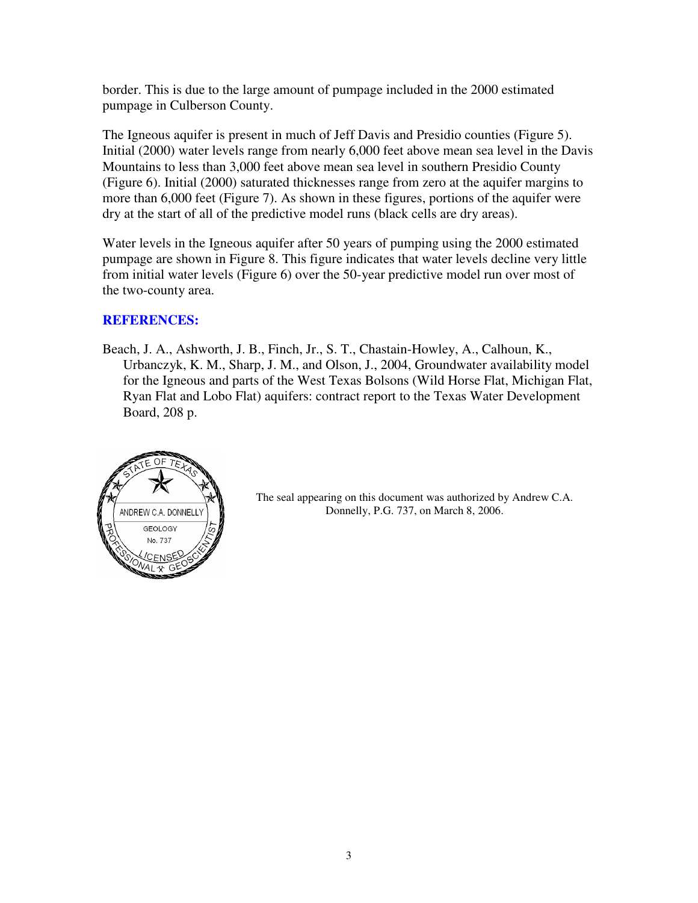border. This is due to the large amount of pumpage included in the 2000 estimated pumpage in Culberson County.

The Igneous aquifer is present in much of Jeff Davis and Presidio counties (Figure 5). Initial (2000) water levels range from nearly 6,000 feet above mean sea level in the Davis Mountains to less than 3,000 feet above mean sea level in southern Presidio County (Figure 6). Initial (2000) saturated thicknesses range from zero at the aquifer margins to more than 6,000 feet (Figure 7). As shown in these figures, portions of the aquifer were dry at the start of all of the predictive model runs (black cells are dry areas).

Water levels in the Igneous aquifer after 50 years of pumping using the 2000 estimated pumpage are shown in Figure 8. This figure indicates that water levels decline very little from initial water levels (Figure 6) over the 50-year predictive model run over most of the two-county area.

## REFERENCES:

Beach, J. A., Ashworth, J. B., Finch, Jr., S. T., Chastain-Howley, A., Calhoun, K., Urbanczyk, K. M., Sharp, J. M., and Olson, J., 2004, Groundwater availability model for the Igneous and parts of the West Texas Bolsons (Wild Horse Flat, Michigan Flat, Ryan Flat and Lobo Flat) aquifers: contract report to the Texas Water Development Board, 208 p.

STATE OF TEXAS
ANDREW C.A. DONNELLY
GEOLOGY
No. 737
LICENSED
PROFESSIONAL GEOSCIENTIST

The seal appearing on this document was authorized by Andrew C.A. Donnelly, P.G. 737, on March 8, 2006.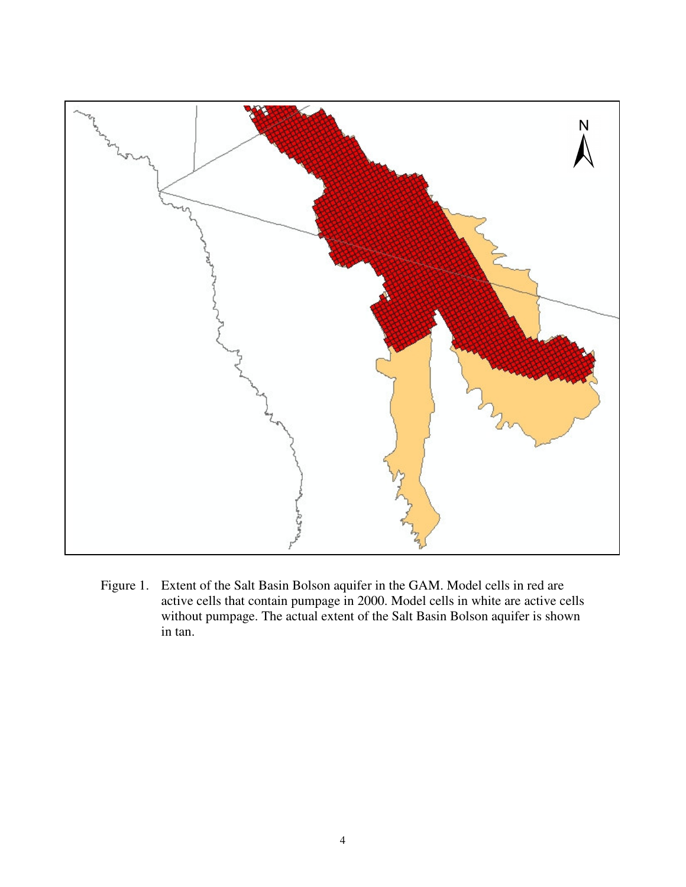Figure 1. Extent of the Salt Basin Bolson aquifer in the GAM. Model cells in red are active cells that contain pumpage in 2000. Model cells in white are active cells without pumpage. The actual extent of the Salt Basin Bolson aquifer is shown in tan.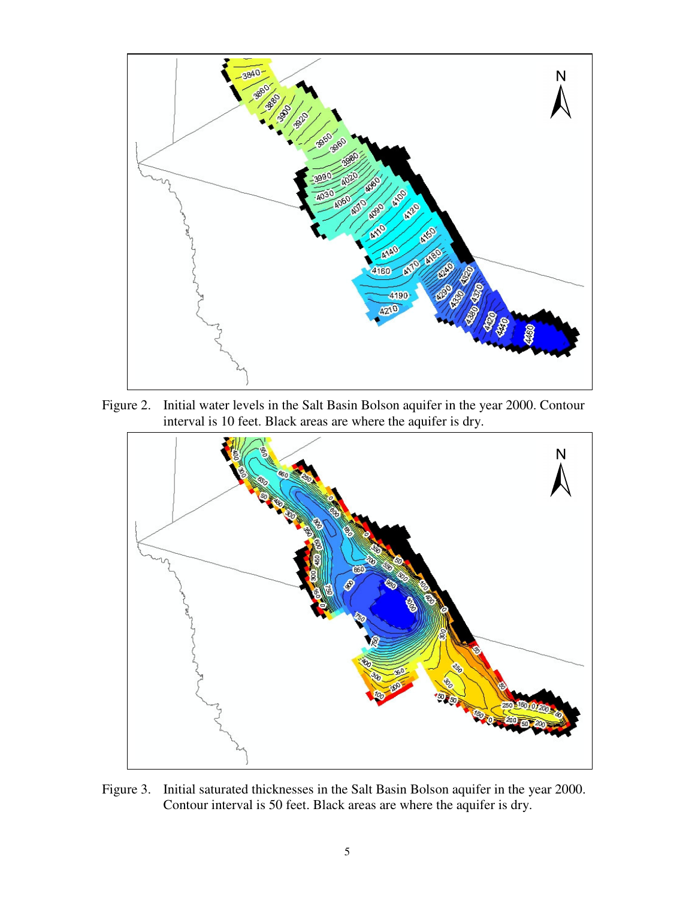Figure 2. Initial water levels in the Salt Basin Bolson aquifer in the year 2000. Contour interval is 10 feet. Black areas are where the aquifer is dry.

Figure 3. Initial saturated thicknesses in the Salt Basin Bolson aquifer in the year 2000. Contour interval is 50 feet. Black areas are where the aquifer is dry.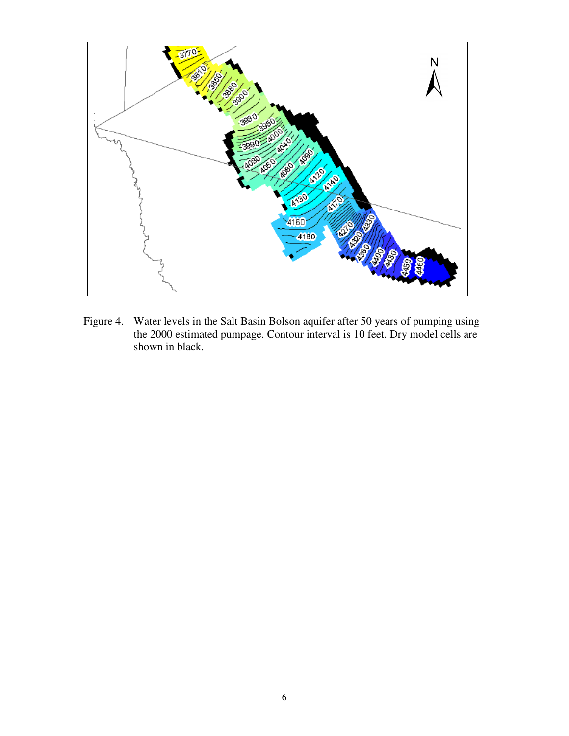Figure 4. Water levels in the Salt Basin Bolson aquifer after 50 years of pumping using the 2000 estimated pumpage. Contour interval is 10 feet. Dry model cells are shown in black.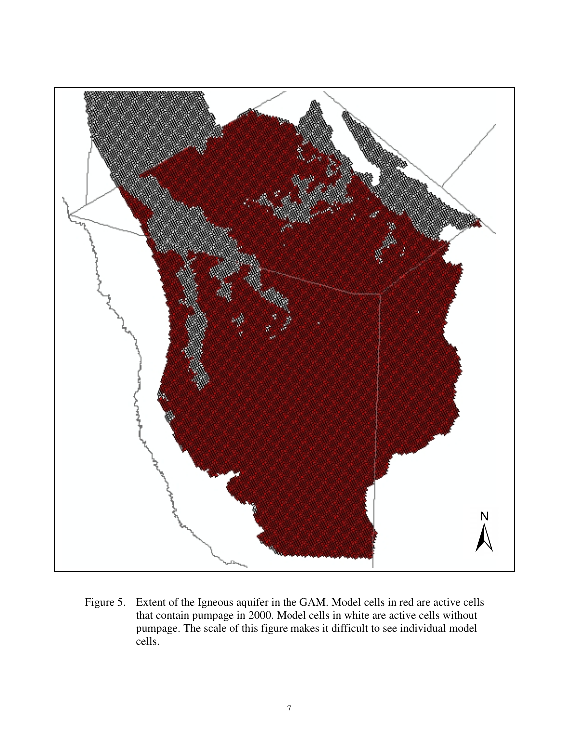Figure 5. Extent of the Igneous aquifer in the GAM. Model cells in red are active cells that contain pumpage in 2000. Model cells in white are active cells without pumpage. The scale of this figure makes it difficult to see individual model cells.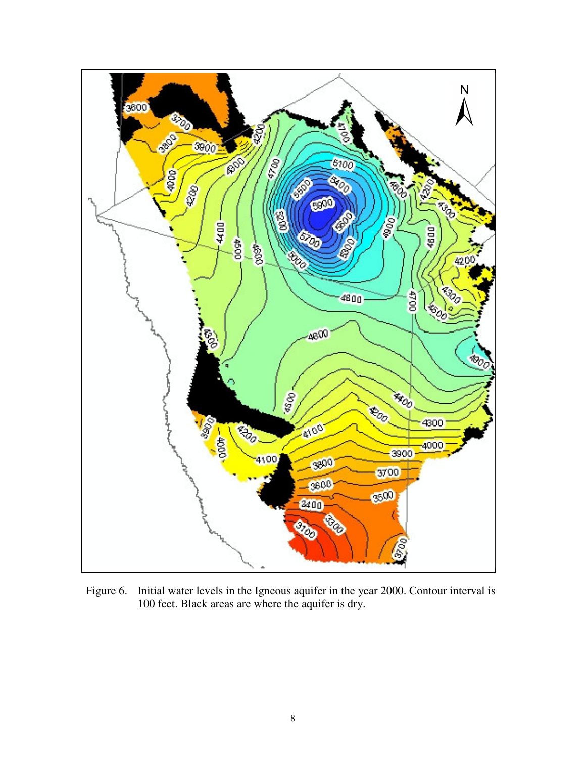Figure 6. Initial water levels in the Igneous aquifer in the year 2000. Contour interval is 100 feet. Black areas are where the aquifer is dry.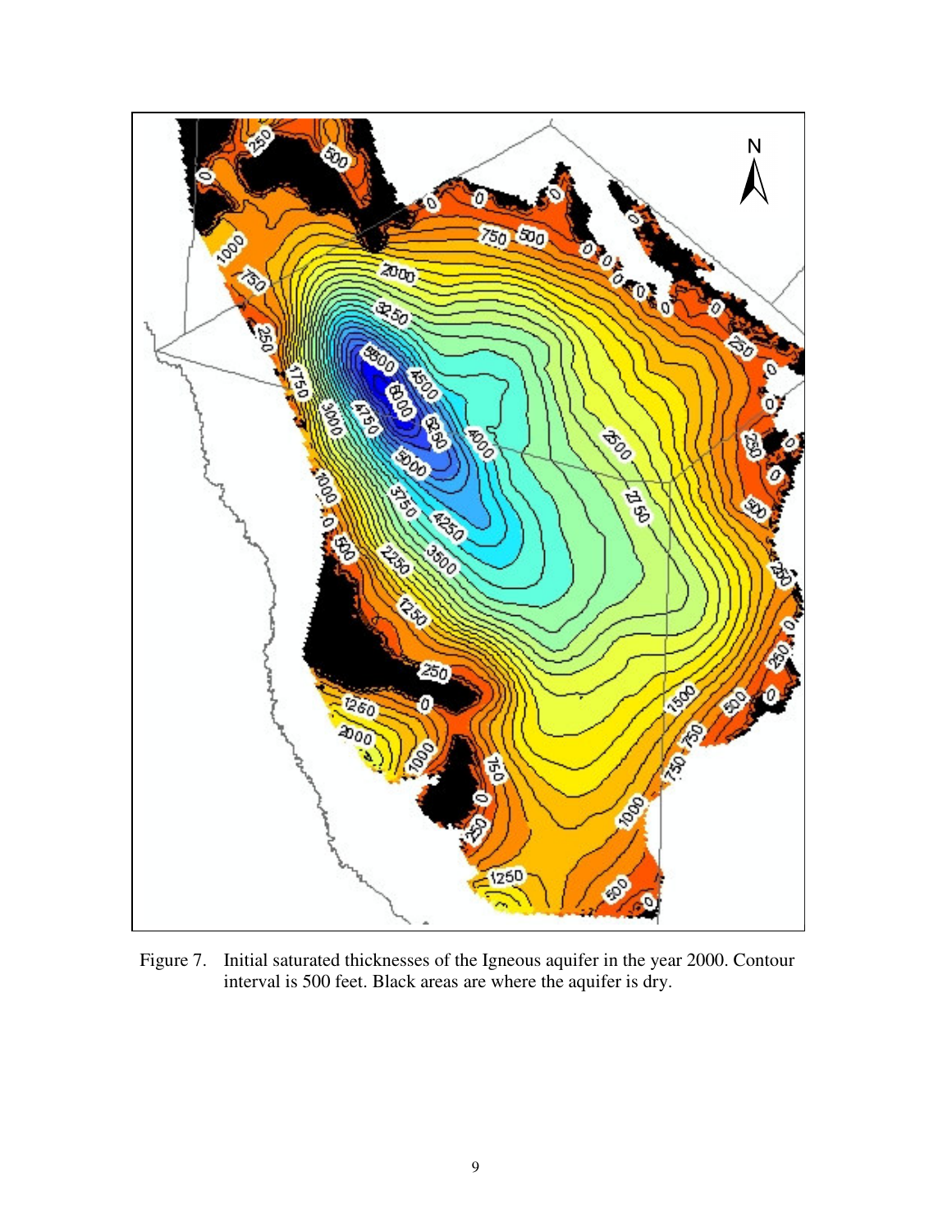Figure 7. Initial saturated thicknesses of the Igneous aquifer in the year 2000. Contour interval is 500 feet. Black areas are where the aquifer is dry.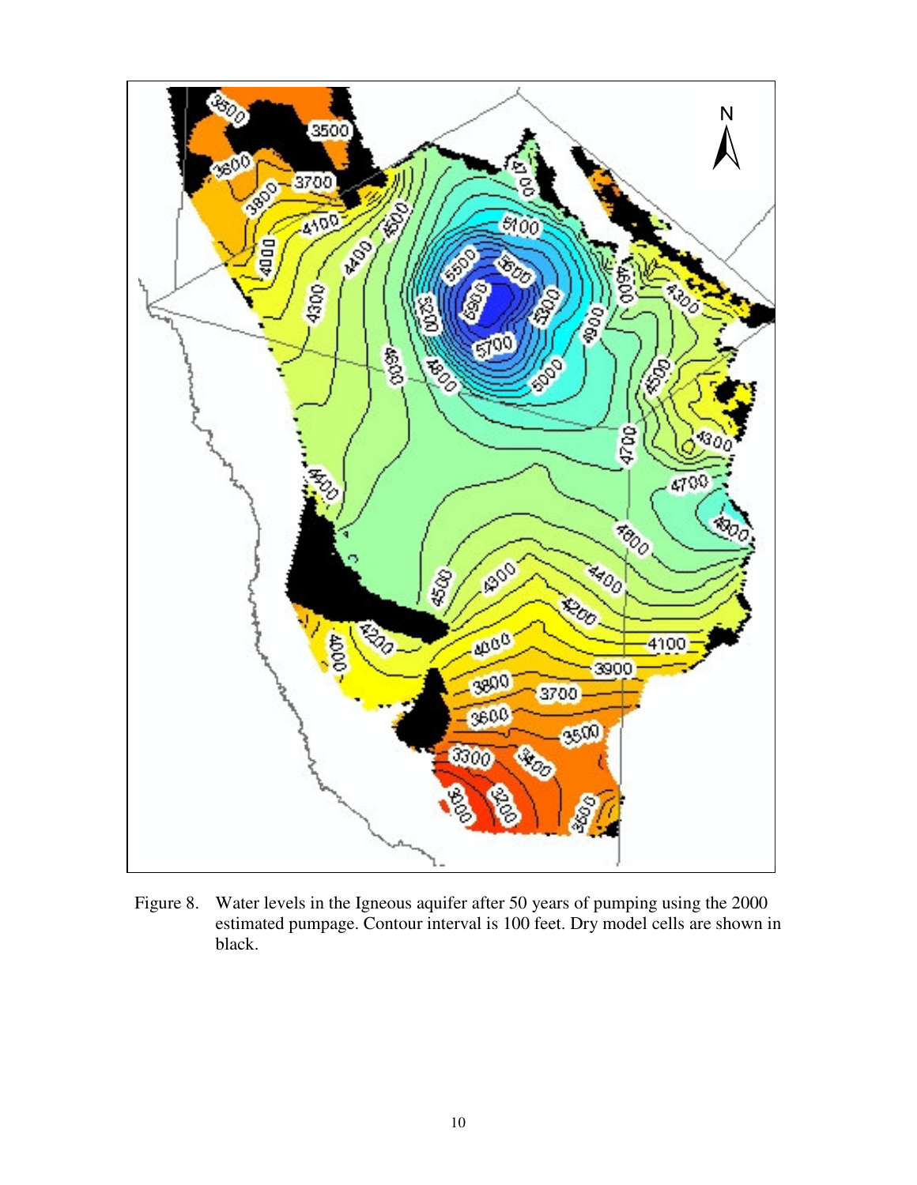N

3500
3500
3600
3700
3800
4100
4000
4400
4500
4300
4700
5100
5500
5600
5900
5300
5200
5700
4600
4800
5000
4900
4600
4300
4500
4700
4300
4700
4400
4800
4900
4500
4300
4400
4200
4100
4200
4000
4000
3900
3800
3700
3600
3500
3300
3400
3000
3200
3600

Figure 8. Water levels in the Igneous aquifer after 50 years of pumping using the 2000 estimated pumpage. Contour interval is 100 feet. Dry model cells are shown in black.